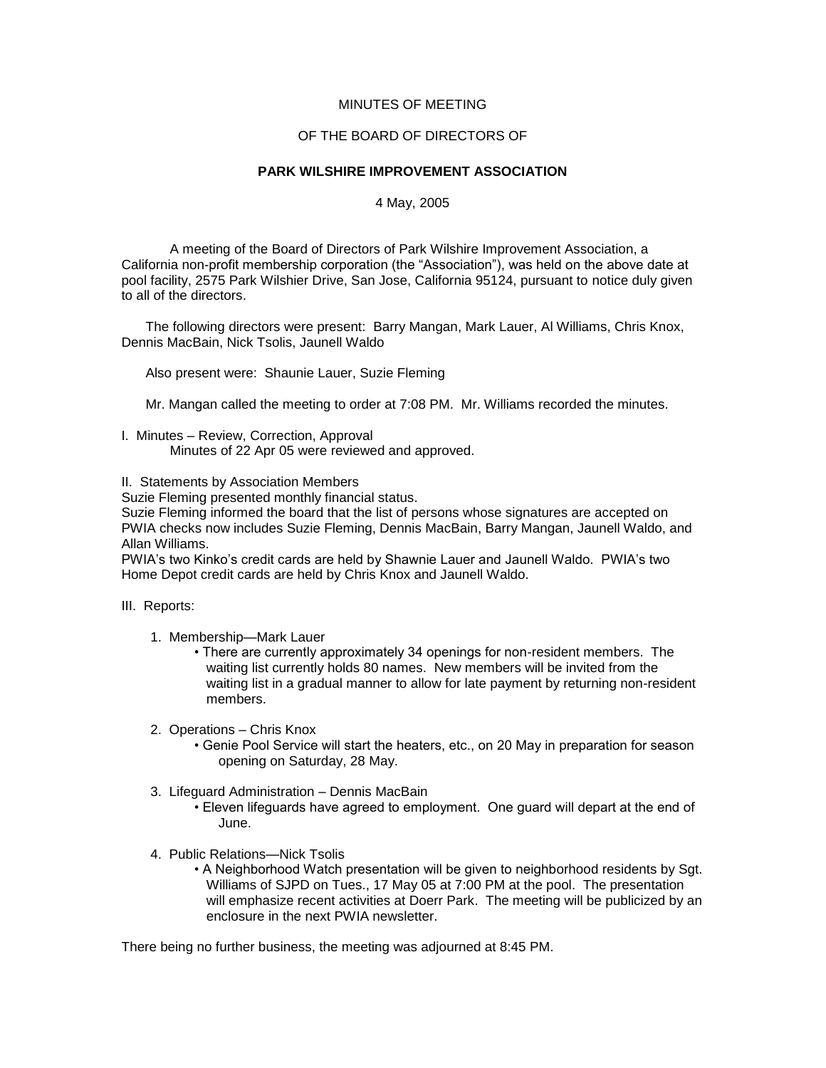MINUTES OF MEETING

OF THE BOARD OF DIRECTORS OF

**PARK WILSHIRE IMPROVEMENT ASSOCIATION**

4 May, 2005

A meeting of the Board of Directors of Park Wilshire Improvement Association, a California non-profit membership corporation (the "Association"), was held on the above date at pool facility, 2575 Park Wilshier Drive, San Jose, California 95124, pursuant to notice duly given to all of the directors.

The following directors were present: Barry Mangan, Mark Lauer, Al Williams, Chris Knox, Dennis MacBain, Nick Tsolis, Jaunell Waldo

Also present were: Shaunie Lauer, Suzie Fleming

Mr. Mangan called the meeting to order at 7:08 PM. Mr. Williams recorded the minutes.

I. Minutes – Review, Correction, Approval

Minutes of 22 Apr 05 were reviewed and approved.

II. Statements by Association Members

Suzie Fleming presented monthly financial status.

Suzie Fleming informed the board that the list of persons whose signatures are accepted on PWIA checks now includes Suzie Fleming, Dennis MacBain, Barry Mangan, Jaunell Waldo, and Allan Williams.

PWIA's two Kinko's credit cards are held by Shawnie Lauer and Jaunell Waldo. PWIA's two Home Depot credit cards are held by Chris Knox and Jaunell Waldo.

III. Reports:

1. Membership—Mark Lauer
   - There are currently approximately 34 openings for non-resident members. The waiting list currently holds 80 names. New members will be invited from the waiting list in a gradual manner to allow for late payment by returning non-resident members.

2. Operations – Chris Knox
   - Genie Pool Service will start the heaters, etc., on 20 May in preparation for season opening on Saturday, 28 May.

3. Lifeguard Administration – Dennis MacBain
   - Eleven lifeguards have agreed to employment. One guard will depart at the end of June.

4. Public Relations—Nick Tsolis
   - A Neighborhood Watch presentation will be given to neighborhood residents by Sgt. Williams of SJPD on Tues., 17 May 05 at 7:00 PM at the pool. The presentation will emphasize recent activities at Doerr Park. The meeting will be publicized by an enclosure in the next PWIA newsletter.

There being no further business, the meeting was adjourned at 8:45 PM.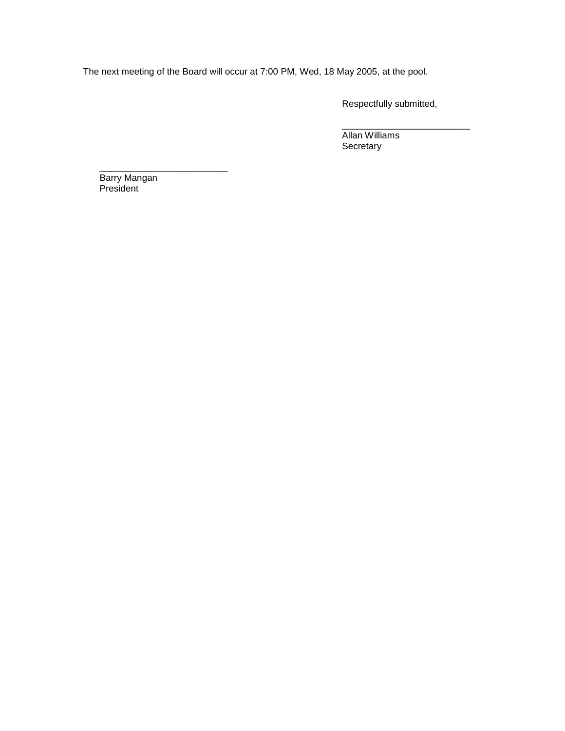The next meeting of the Board will occur at 7:00 PM, Wed, 18 May 2005, at the pool.

Respectfully submitted,

_________________________
Allan Williams
Secretary

_________________________
Barry Mangan
President